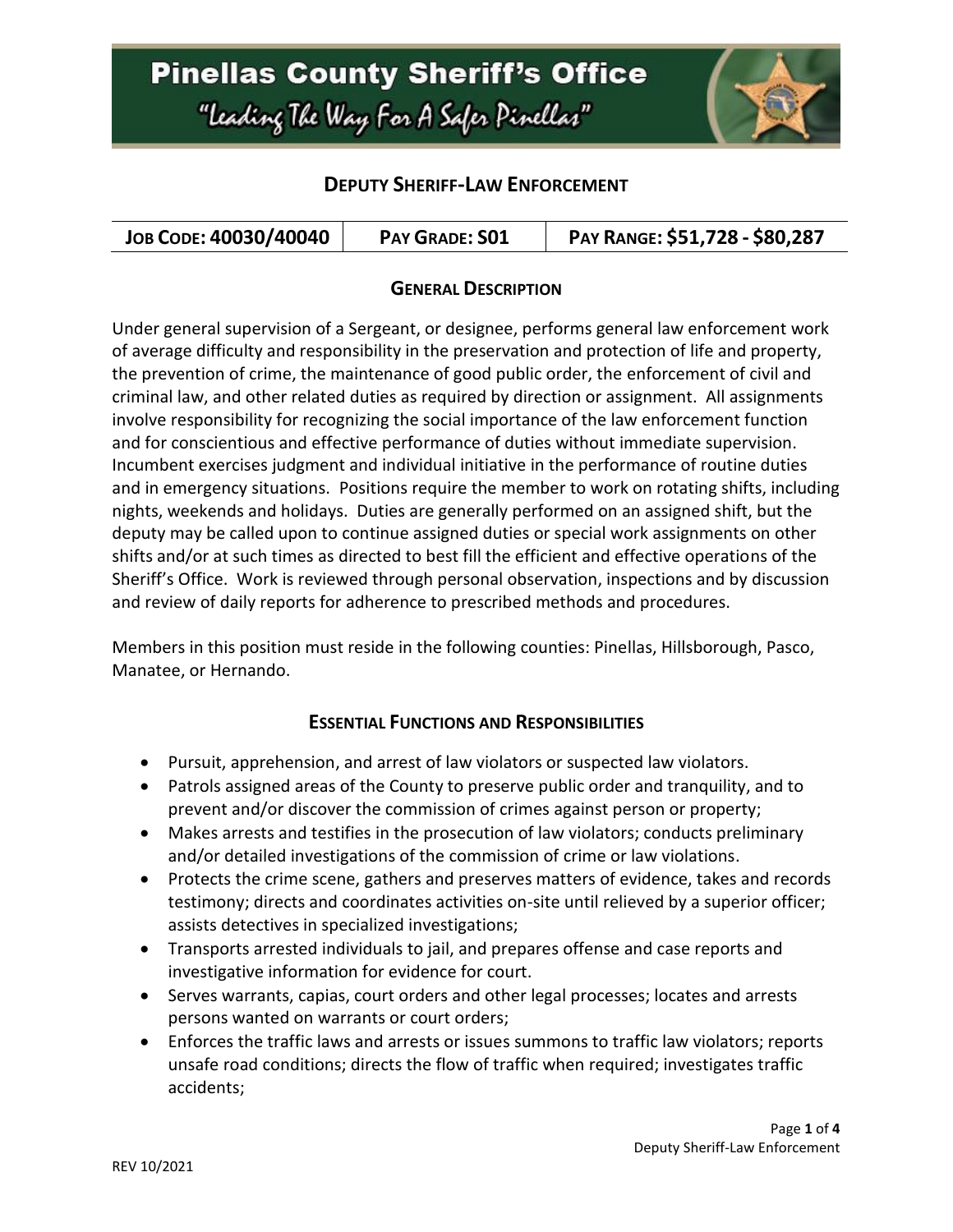# Pinellas County Sheriff's Office

*"Leading The Way For A Safer Pinellas"*

## Deputy Sheriff-Law Enforcement

| **Job Code: 40030/40040** | **Pay Grade: S01** | **Pay Range: $51,728 - $80,287** |
|---|---|---|

### General Description

Under general supervision of a Sergeant, or designee, performs general law enforcement work of average difficulty and responsibility in the preservation and protection of life and property, the prevention of crime, the maintenance of good public order, the enforcement of civil and criminal law, and other related duties as required by direction or assignment. All assignments involve responsibility for recognizing the social importance of the law enforcement function and for conscientious and effective performance of duties without immediate supervision. Incumbent exercises judgment and individual initiative in the performance of routine duties and in emergency situations. Positions require the member to work on rotating shifts, including nights, weekends and holidays. Duties are generally performed on an assigned shift, but the deputy may be called upon to continue assigned duties or special work assignments on other shifts and/or at such times as directed to best fill the efficient and effective operations of the Sheriff's Office. Work is reviewed through personal observation, inspections and by discussion and review of daily reports for adherence to prescribed methods and procedures.

Members in this position must reside in the following counties: Pinellas, Hillsborough, Pasco, Manatee, or Hernando.

### Essential Functions and Responsibilities

- Pursuit, apprehension, and arrest of law violators or suspected law violators.
- Patrols assigned areas of the County to preserve public order and tranquility, and to prevent and/or discover the commission of crimes against person or property;
- Makes arrests and testifies in the prosecution of law violators; conducts preliminary and/or detailed investigations of the commission of crime or law violations.
- Protects the crime scene, gathers and preserves matters of evidence, takes and records testimony; directs and coordinates activities on-site until relieved by a superior officer; assists detectives in specialized investigations;
- Transports arrested individuals to jail, and prepares offense and case reports and investigative information for evidence for court.
- Serves warrants, capias, court orders and other legal processes; locates and arrests persons wanted on warrants or court orders;
- Enforces the traffic laws and arrests or issues summons to traffic law violators; reports unsafe road conditions; directs the flow of traffic when required; investigates traffic accidents;

REV 10/2021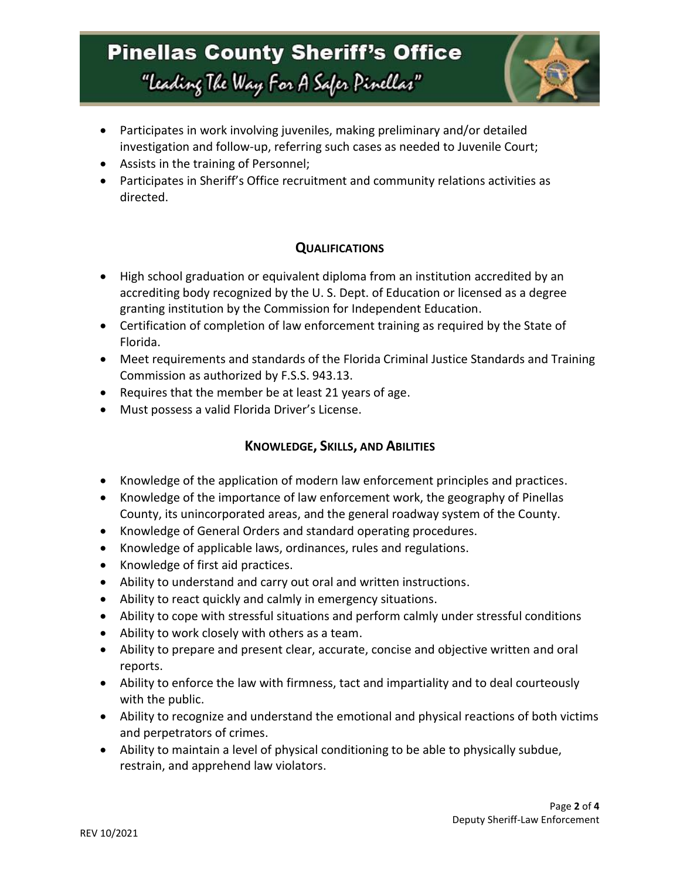- Participates in work involving juveniles, making preliminary and/or detailed investigation and follow-up, referring such cases as needed to Juvenile Court;
- Assists in the training of Personnel;
- Participates in Sheriff's Office recruitment and community relations activities as directed.

## QUALIFICATIONS

- High school graduation or equivalent diploma from an institution accredited by an accrediting body recognized by the U. S. Dept. of Education or licensed as a degree granting institution by the Commission for Independent Education.
- Certification of completion of law enforcement training as required by the State of Florida.
- Meet requirements and standards of the Florida Criminal Justice Standards and Training Commission as authorized by F.S.S. 943.13.
- Requires that the member be at least 21 years of age.
- Must possess a valid Florida Driver's License.

## KNOWLEDGE, SKILLS, AND ABILITIES

- Knowledge of the application of modern law enforcement principles and practices.
- Knowledge of the importance of law enforcement work, the geography of Pinellas County, its unincorporated areas, and the general roadway system of the County.
- Knowledge of General Orders and standard operating procedures.
- Knowledge of applicable laws, ordinances, rules and regulations.
- Knowledge of first aid practices.
- Ability to understand and carry out oral and written instructions.
- Ability to react quickly and calmly in emergency situations.
- Ability to cope with stressful situations and perform calmly under stressful conditions
- Ability to work closely with others as a team.
- Ability to prepare and present clear, accurate, concise and objective written and oral reports.
- Ability to enforce the law with firmness, tact and impartiality and to deal courteously with the public.
- Ability to recognize and understand the emotional and physical reactions of both victims and perpetrators of crimes.
- Ability to maintain a level of physical conditioning to be able to physically subdue, restrain, and apprehend law violators.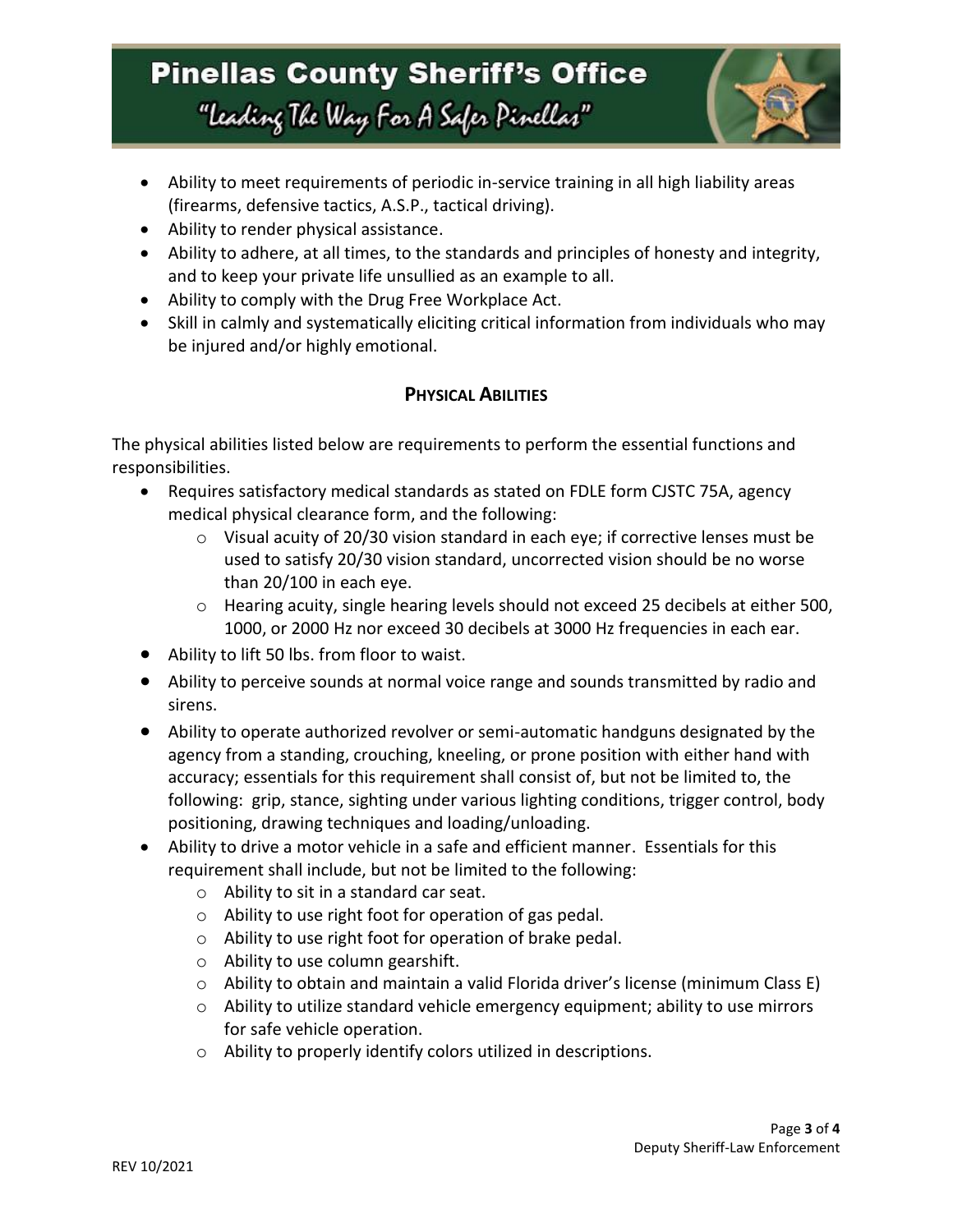- Ability to meet requirements of periodic in-service training in all high liability areas (firearms, defensive tactics, A.S.P., tactical driving).
- Ability to render physical assistance.
- Ability to adhere, at all times, to the standards and principles of honesty and integrity, and to keep your private life unsullied as an example to all.
- Ability to comply with the Drug Free Workplace Act.
- Skill in calmly and systematically eliciting critical information from individuals who may be injured and/or highly emotional.

## Physical Abilities

The physical abilities listed below are requirements to perform the essential functions and responsibilities.

- Requires satisfactory medical standards as stated on FDLE form CJSTC 75A, agency medical physical clearance form, and the following:
  - Visual acuity of 20/30 vision standard in each eye; if corrective lenses must be used to satisfy 20/30 vision standard, uncorrected vision should be no worse than 20/100 in each eye.
  - Hearing acuity, single hearing levels should not exceed 25 decibels at either 500, 1000, or 2000 Hz nor exceed 30 decibels at 3000 Hz frequencies in each ear.
- Ability to lift 50 lbs. from floor to waist.
- Ability to perceive sounds at normal voice range and sounds transmitted by radio and sirens.
- Ability to operate authorized revolver or semi-automatic handguns designated by the agency from a standing, crouching, kneeling, or prone position with either hand with accuracy; essentials for this requirement shall consist of, but not be limited to, the following: grip, stance, sighting under various lighting conditions, trigger control, body positioning, drawing techniques and loading/unloading.
- Ability to drive a motor vehicle in a safe and efficient manner. Essentials for this requirement shall include, but not be limited to the following:
  - Ability to sit in a standard car seat.
  - Ability to use right foot for operation of gas pedal.
  - Ability to use right foot for operation of brake pedal.
  - Ability to use column gearshift.
  - Ability to obtain and maintain a valid Florida driver's license (minimum Class E)
  - Ability to utilize standard vehicle emergency equipment; ability to use mirrors for safe vehicle operation.
  - Ability to properly identify colors utilized in descriptions.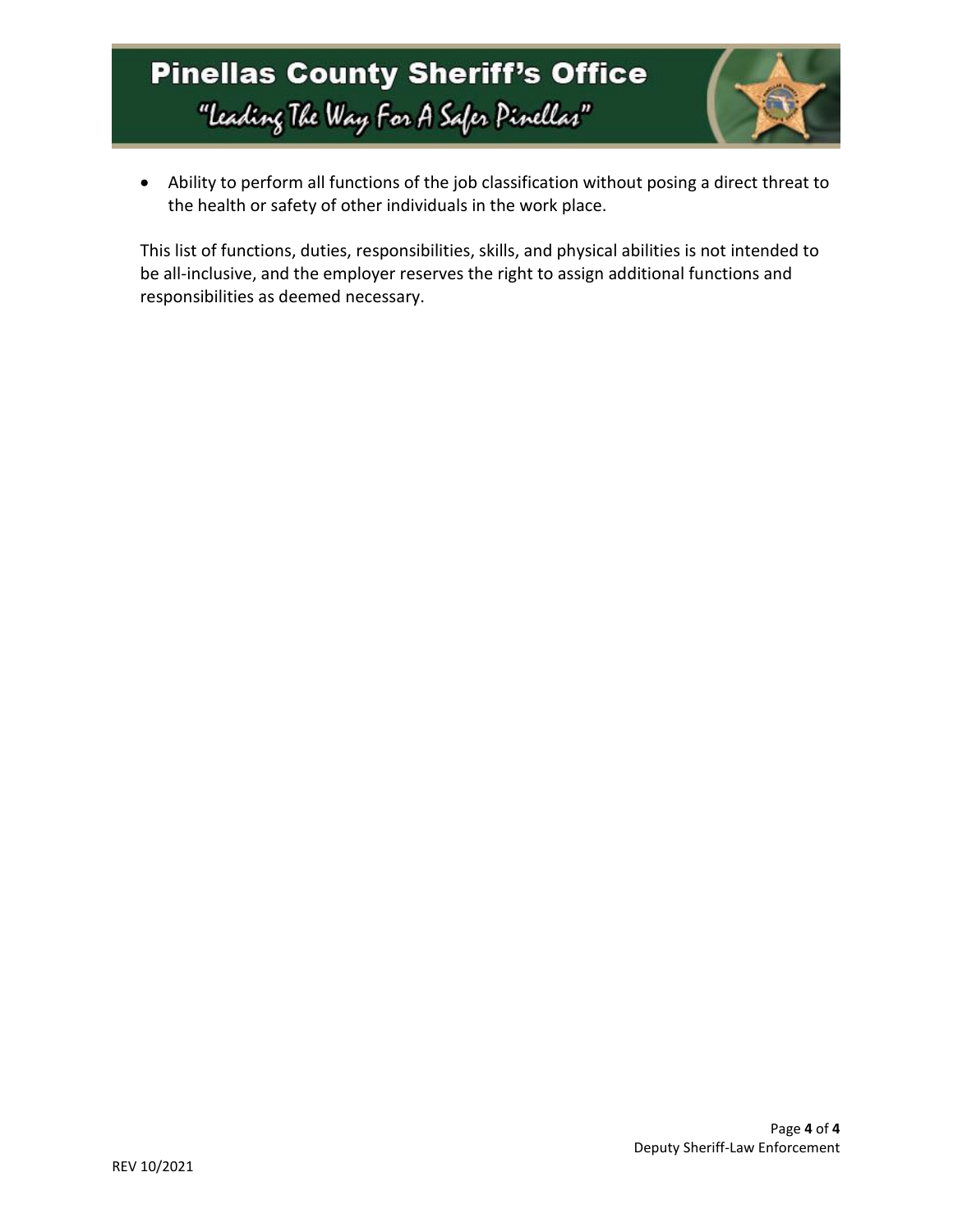- Ability to perform all functions of the job classification without posing a direct threat to the health or safety of other individuals in the work place.

This list of functions, duties, responsibilities, skills, and physical abilities is not intended to be all-inclusive, and the employer reserves the right to assign additional functions and responsibilities as deemed necessary.